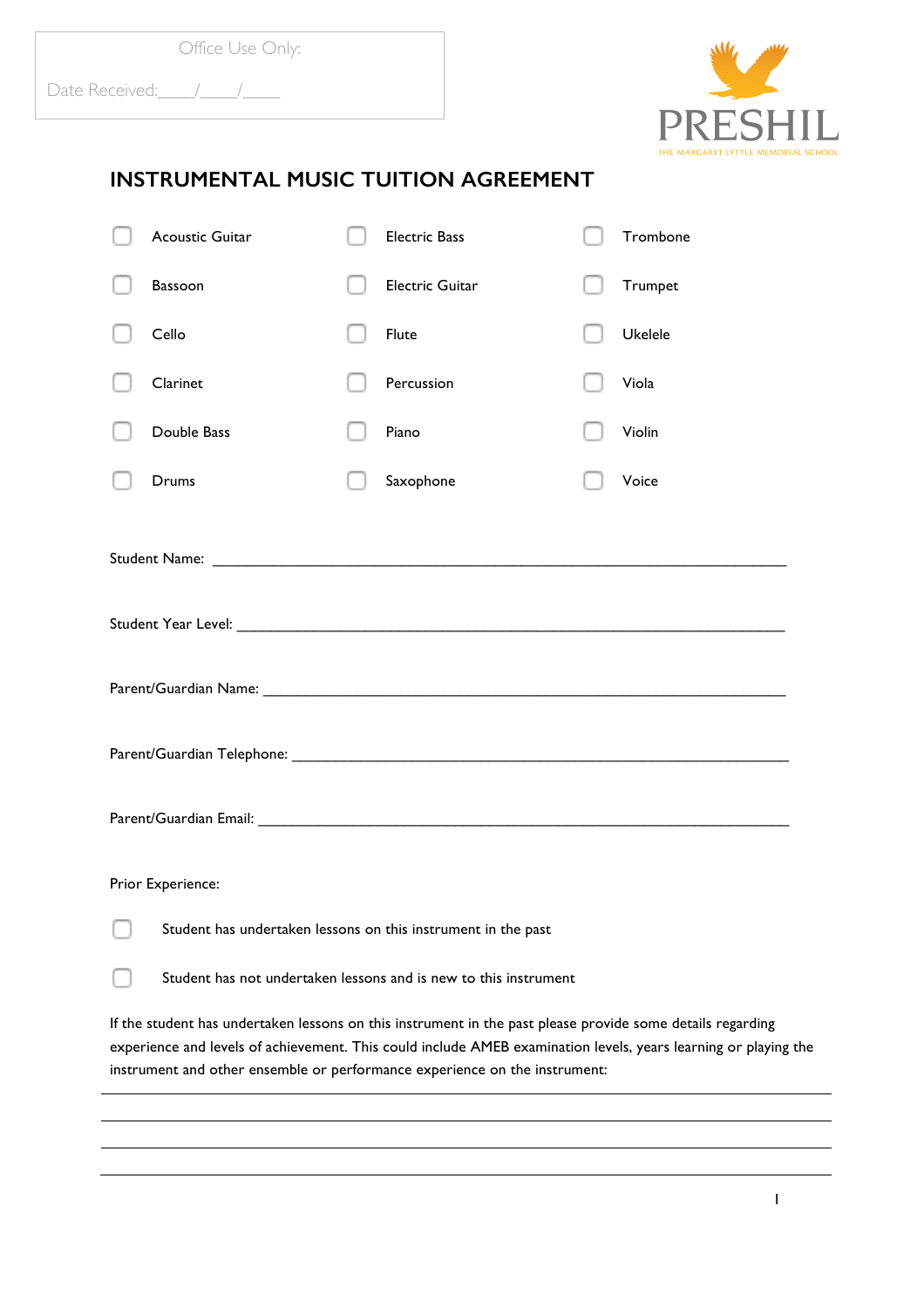Office Use Only:

Date Received:____/____/____

PRESHIL

THE MARGARET LYTTLE MEMORIAL SCHOOL

# INSTRUMENTAL MUSIC TUITION AGREEMENT

- ☐ Acoustic Guitar
- ☐ Bassoon
- ☐ Cello
- ☐ Clarinet
- ☐ Double Bass
- ☐ Drums
- ☐ Electric Bass
- ☐ Electric Guitar
- ☐ Flute
- ☐ Percussion
- ☐ Piano
- ☐ Saxophone
- ☐ Trombone
- ☐ Trumpet
- ☐ Ukelele
- ☐ Viola
- ☐ Violin
- ☐ Voice

Student Name: ____________________________________________________________________

Student Year Level: ________________________________________________________________

Parent/Guardian Name: _____________________________________________________________

Parent/Guardian Telephone: __________________________________________________________

Parent/Guardian Email: ______________________________________________________________

Prior Experience:

☐ Student has undertaken lessons on this instrument in the past

☐ Student has not undertaken lessons and is new to this instrument

If the student has undertaken lessons on this instrument in the past please provide some details regarding experience and levels of achievement. This could include AMEB examination levels, years learning or playing the instrument and other ensemble or performance experience on the instrument:

______________________________________________________________________________

______________________________________________________________________________

______________________________________________________________________________

______________________________________________________________________________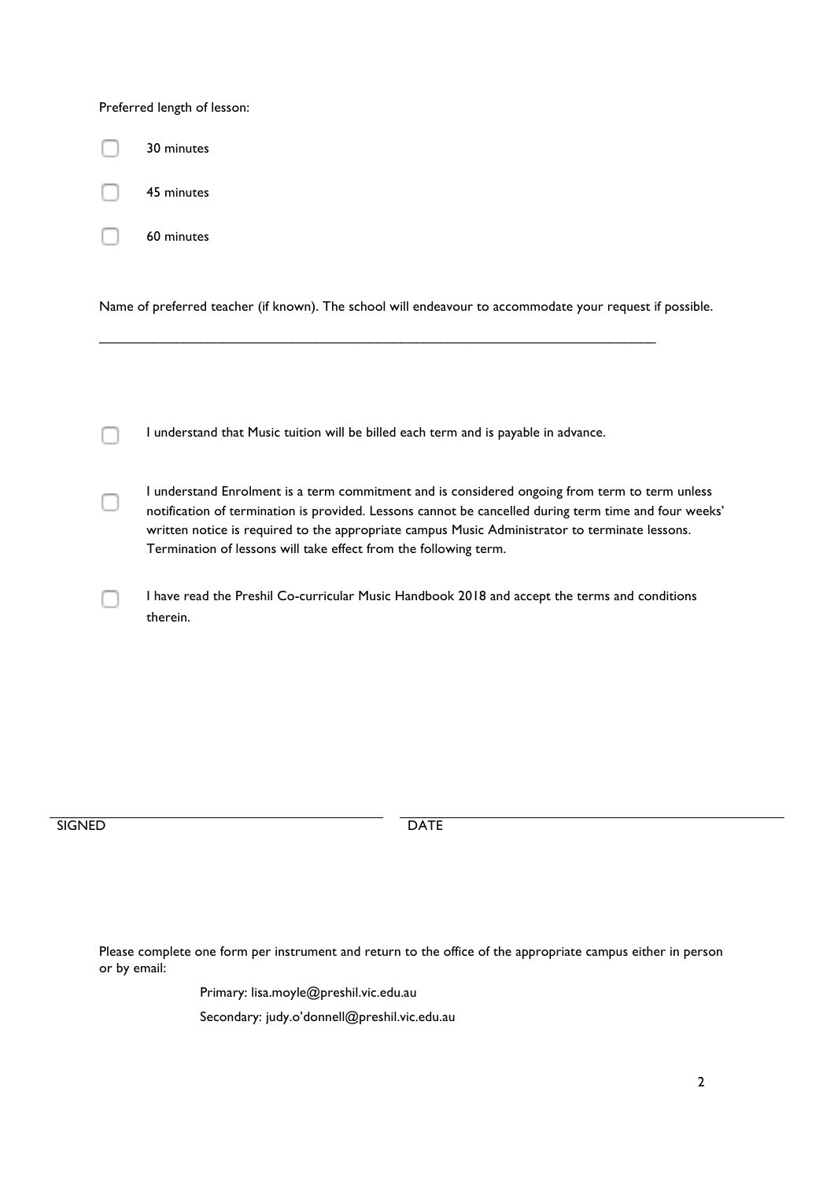Preferred length of lesson:

- ☐ 30 minutes
- ☐ 45 minutes
- ☐ 60 minutes

Name of preferred teacher (if known). The school will endeavour to accommodate your request if possible.

_____________________________________________________________________________

- ☐ I understand that Music tuition will be billed each term and is payable in advance.
- ☐ I understand Enrolment is a term commitment and is considered ongoing from term to term unless notification of termination is provided. Lessons cannot be cancelled during term time and four weeks' written notice is required to the appropriate campus Music Administrator to terminate lessons. Termination of lessons will take effect from the following term.
- ☐ I have read the Preshil Co-curricular Music Handbook 2018 and accept the terms and conditions therein.

SIGNED ______________________________ DATE ______________________________

Please complete one form per instrument and return to the office of the appropriate campus either in person or by email:

Primary: lisa.moyle@preshil.vic.edu.au

Secondary: judy.o'donnell@preshil.vic.edu.au